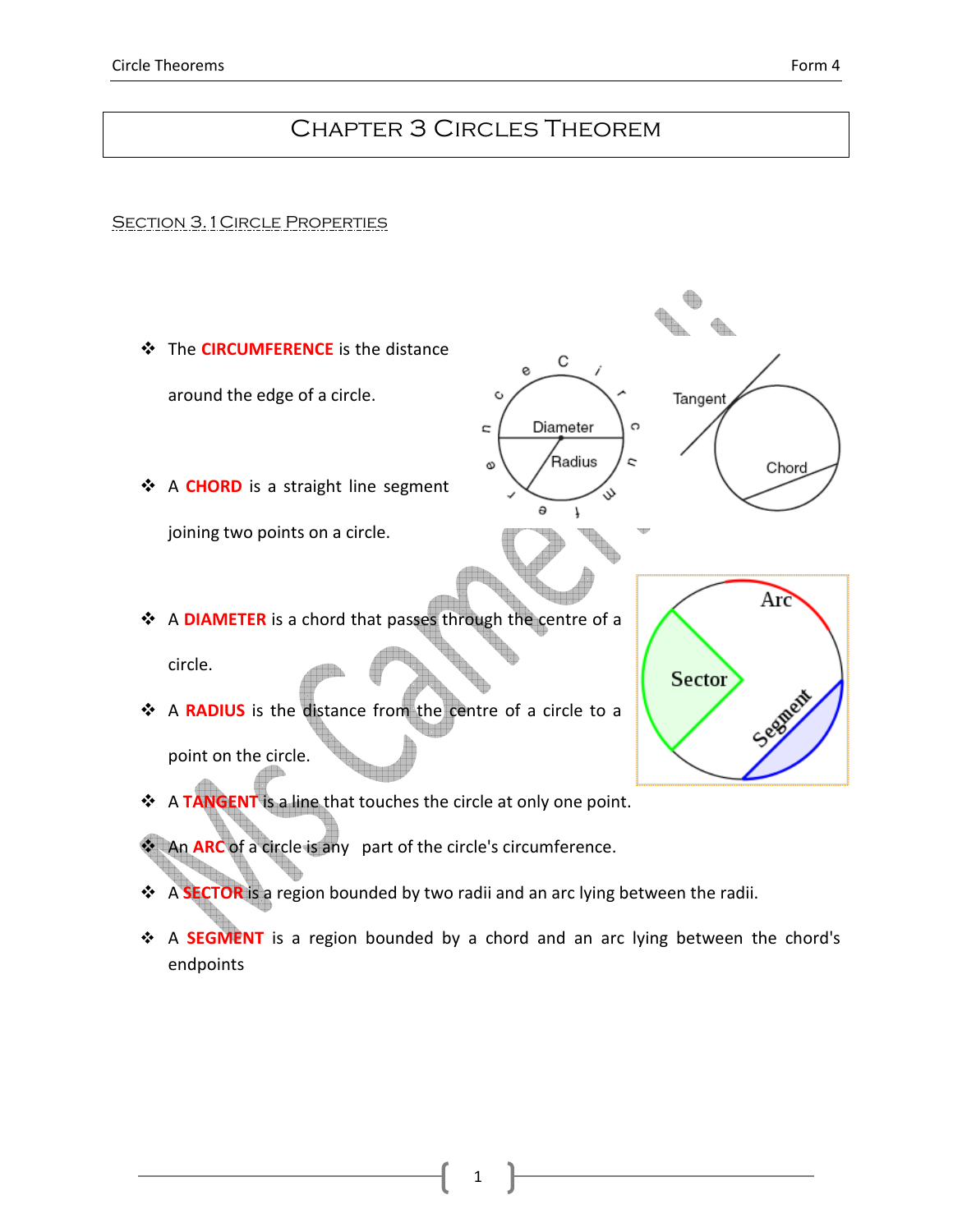# Chapter 3 Circles Theorem

## Section 3.1 Circle Properties

- The **CIRCUMFERENCE** is the distance around the edge of a circle.
- A **CHORD** is a straight line segment joining two points on a circle.
- A **DIAMETER** is a chord that passes through the centre of a circle.
- A **RADIUS** is the distance from the centre of a circle to a point on the circle.
- A **TANGENT** is a line that touches the circle at only one point.
- An **ARC** of a circle is any part of the circle's circumference.
- A **SECTOR** is a region bounded by two radii and an arc lying between the radii.
- A **SEGMENT** is a region bounded by a chord and an arc lying between the chord's endpoints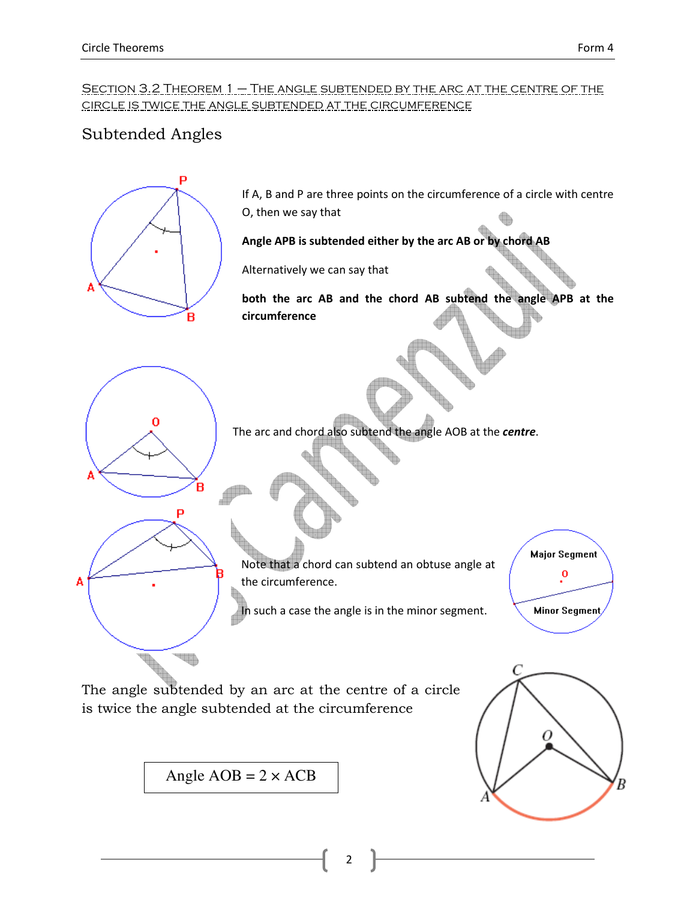## Section 3.2 Theorem 1 – The angle subtended by the arc at the centre of the circle is twice the angle subtended at the circumference

### Subtended Angles

If A, B and P are three points on the circumference of a circle with centre O, then we say that

**Angle APB is subtended either by the arc AB or by chord AB**

Alternatively we can say that

**both the arc AB and the chord AB subtend the angle APB at the circumference**

The arc and chord also subtend the angle AOB at the ***centre***.

Note that a chord can subtend an obtuse angle at the circumference.

In such a case the angle is in the minor segment.

Major Segment

Minor Segment

The angle subtended by an arc at the centre of a circle is twice the angle subtended at the circumference

| Angle AOB = 2 × ACB |
|---|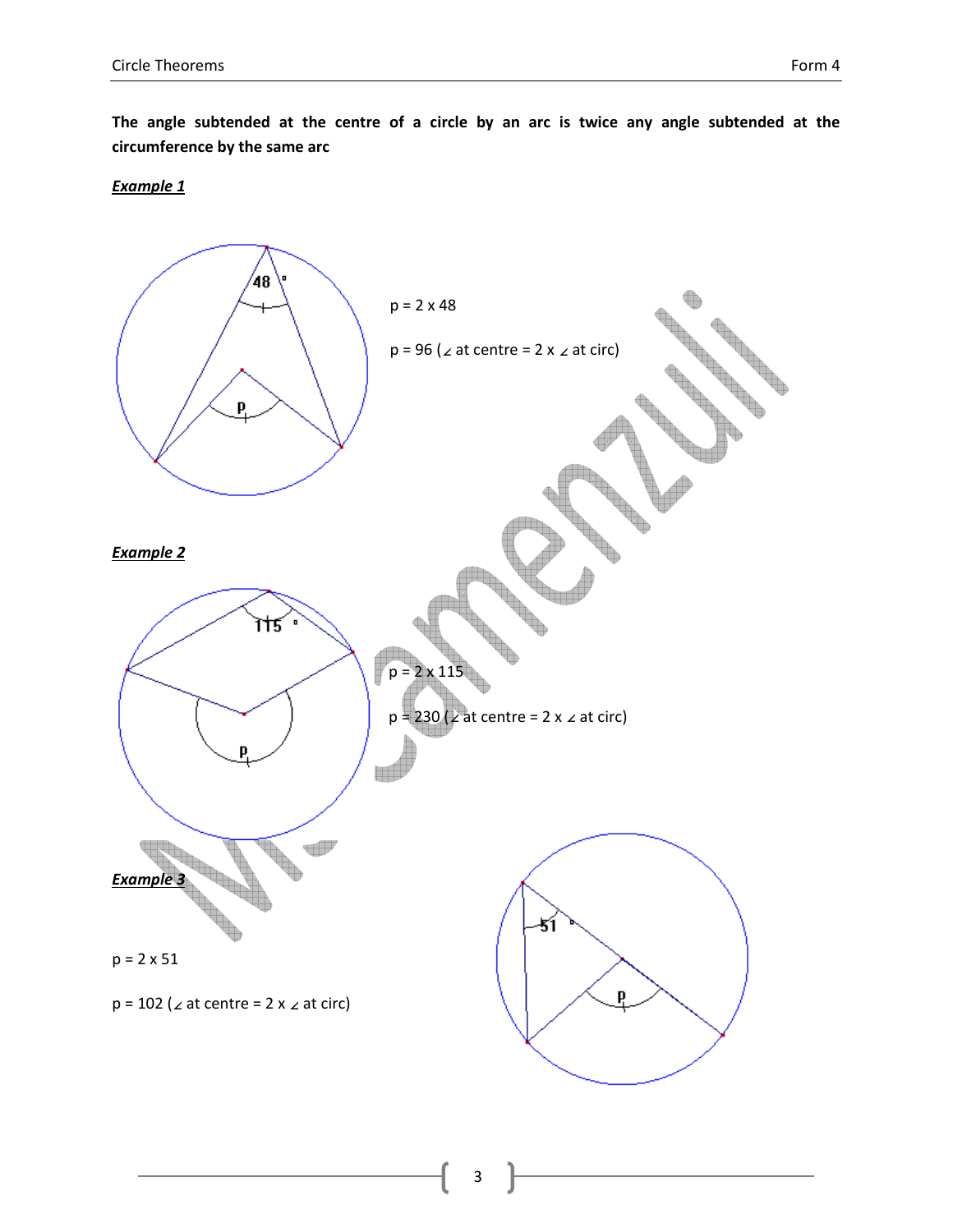**The angle subtended at the centre of a circle by an arc is twice any angle subtended at the circumference by the same arc**

***Example 1***

p = 2 x 48

p = 96 (∠ at centre = 2 x ∠ at circ)

***Example 2***

p = 2 x 115

p = 230 (∠ at centre = 2 x ∠ at circ)

***Example 3***

p = 2 x 51

p = 102 (∠ at centre = 2 x ∠ at circ)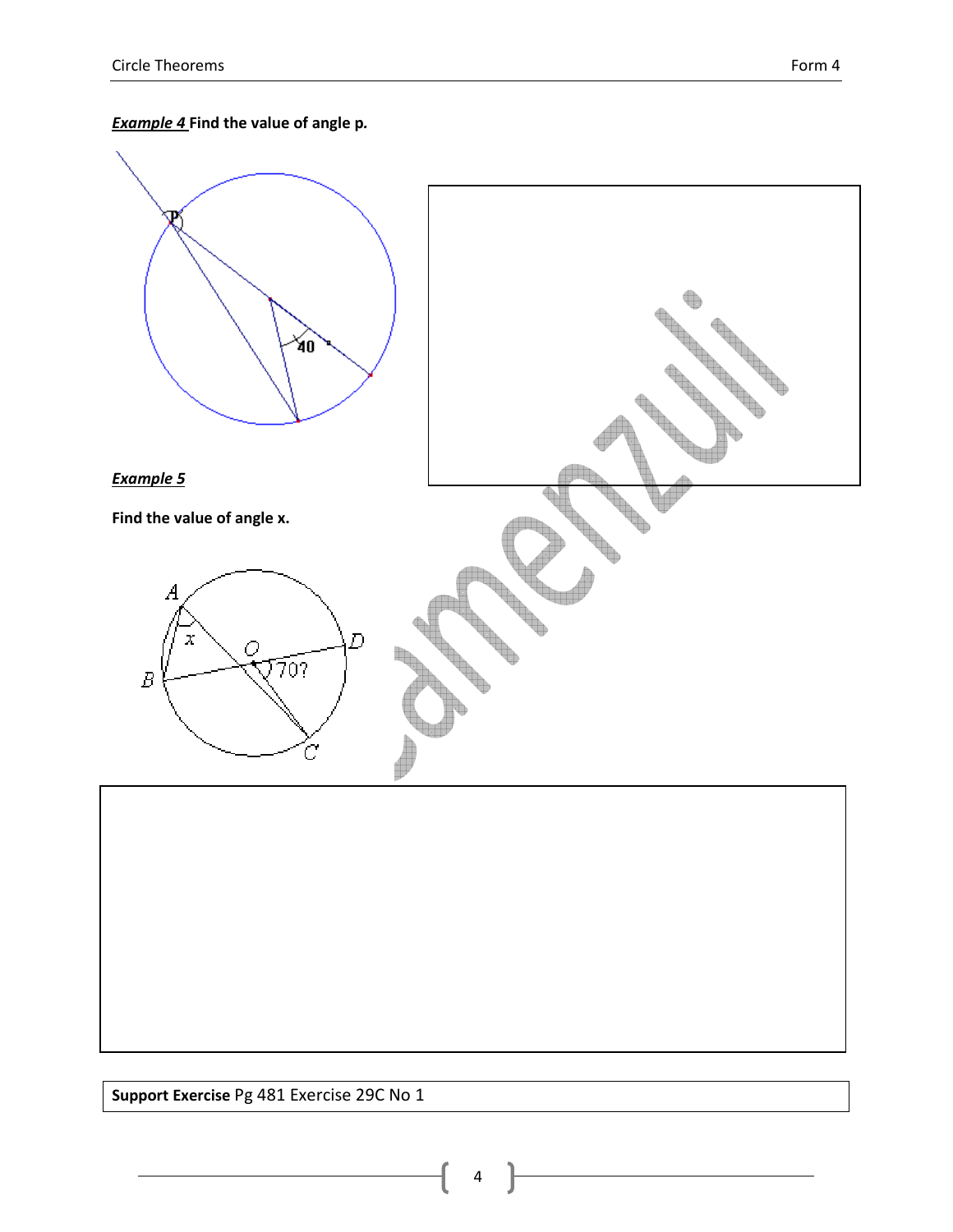***Example 4*** **Find the value of angle p.**

***Example 5***

**Find the value of angle x.**

**Support Exercise** Pg 481 Exercise 29C No 1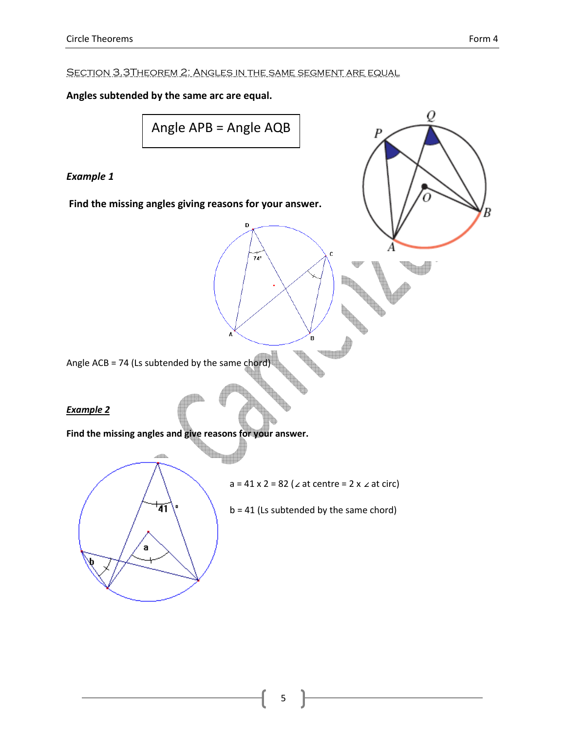## Section 3.3 Theorem 2: Angles in the same segment are equal

**Angles subtended by the same arc are equal.**

Angle APB = Angle AQB

***Example 1***

**Find the missing angles giving reasons for your answer.**

Angle ACB = 74 (Ls subtended by the same chord)

***Example 2***

**Find the missing angles and give reasons for your answer.**

a = 41 x 2 = 82 (∠ at centre = 2 x ∠ at circ)

b = 41 (Ls subtended by the same chord)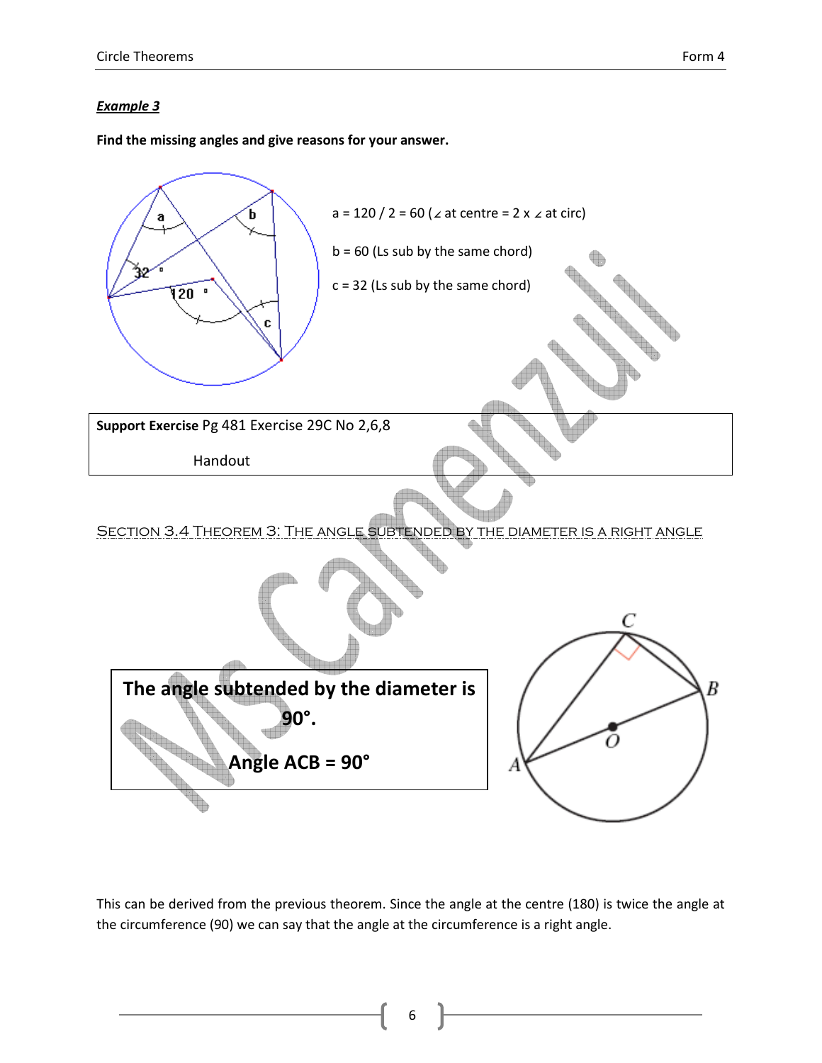***Example 3***

**Find the missing angles and give reasons for your answer.**

a = 120 / 2 = 60 (∠ at centre = 2 x ∠ at circ)

b = 60 (Ls sub by the same chord)

c = 32 (Ls sub by the same chord)

| **Support Exercise** Pg 481 Exercise 29C No 2,6,8 |
|---|
| Handout |

## Section 3.4 Theorem 3: The angle subtended by the diameter is a right angle

| **The angle subtended by the diameter is 90°.** |
|---|
| **Angle ACB = 90°** |

This can be derived from the previous theorem. Since the angle at the centre (180) is twice the angle at the circumference (90) we can say that the angle at the circumference is a right angle.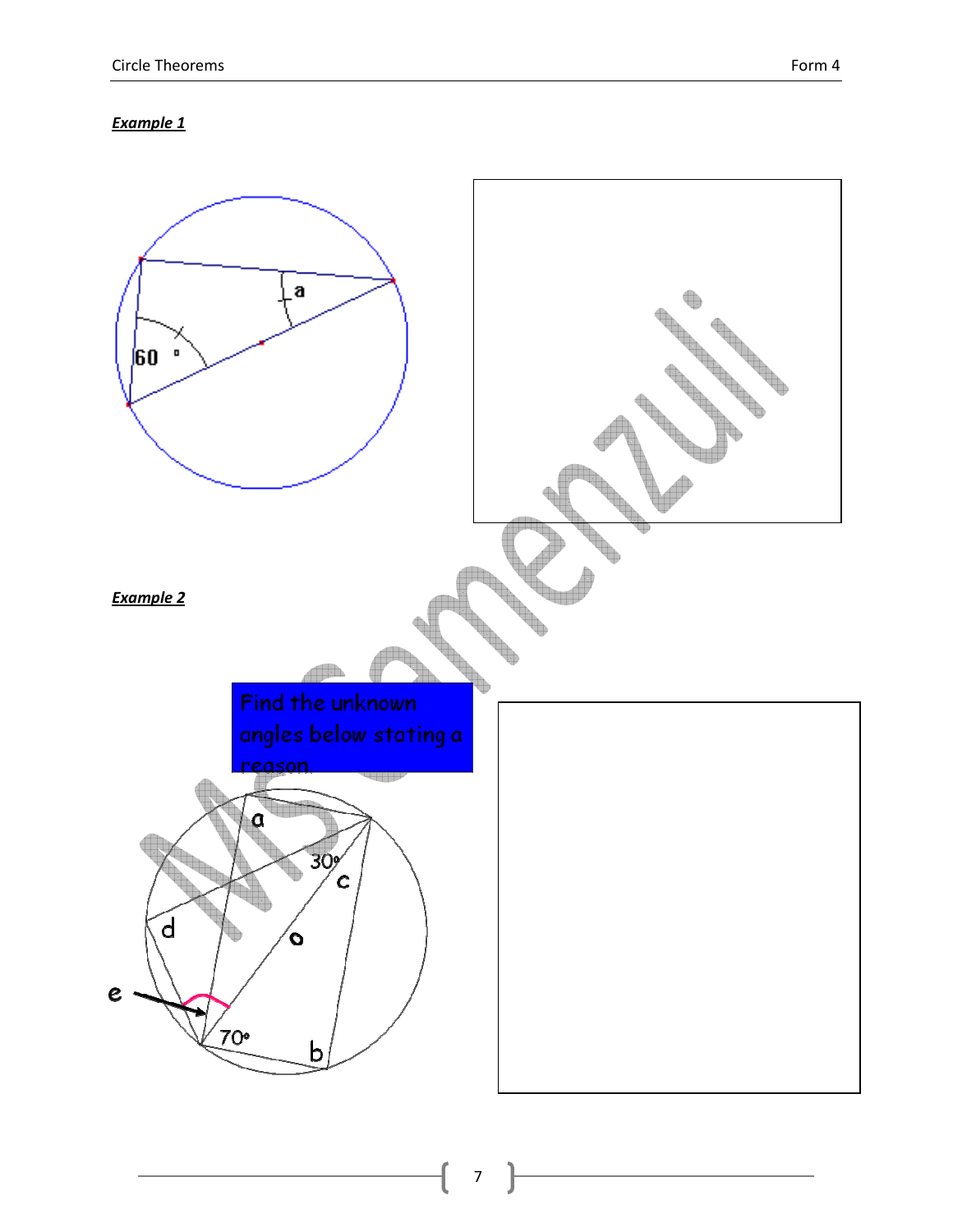***Example 1***

***Example 2***

Find the unknown angles below stating a reason.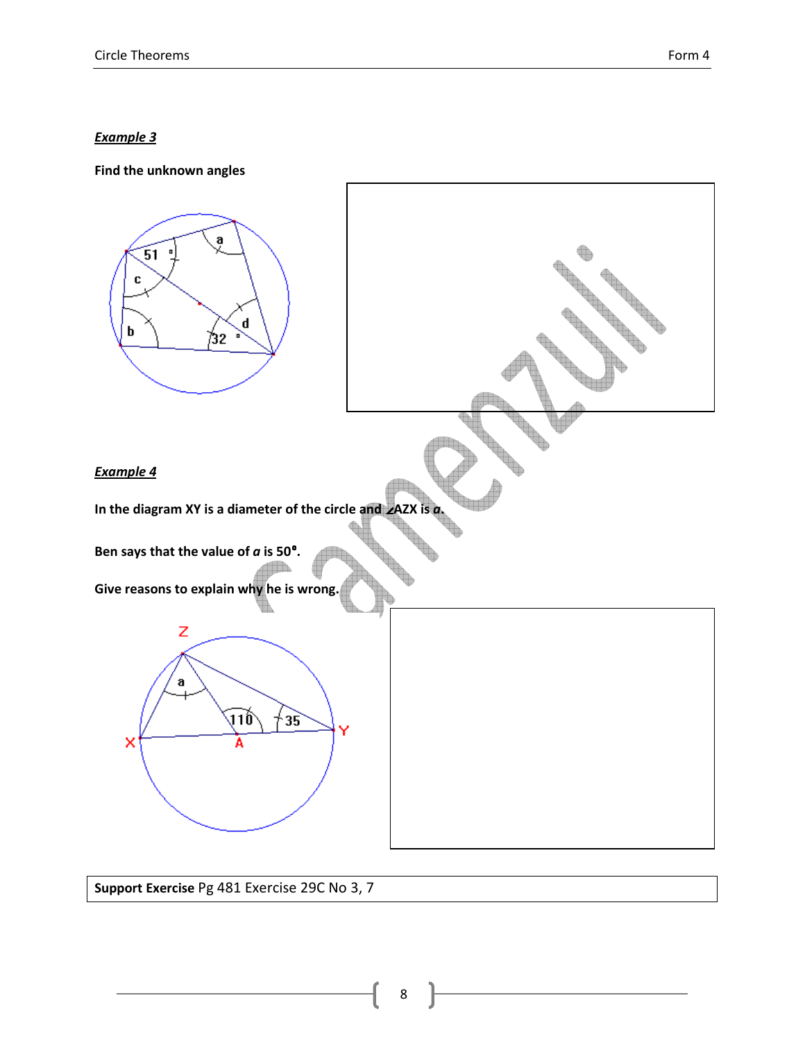***Example 3***

**Find the unknown angles**

***Example 4***

**In the diagram XY is a diameter of the circle and ∠AZX is *a*.**

**Ben says that the value of *a* is 50°.**

**Give reasons to explain why he is wrong.**

| **Support Exercise** Pg 481 Exercise 29C No 3, 7 |
|---|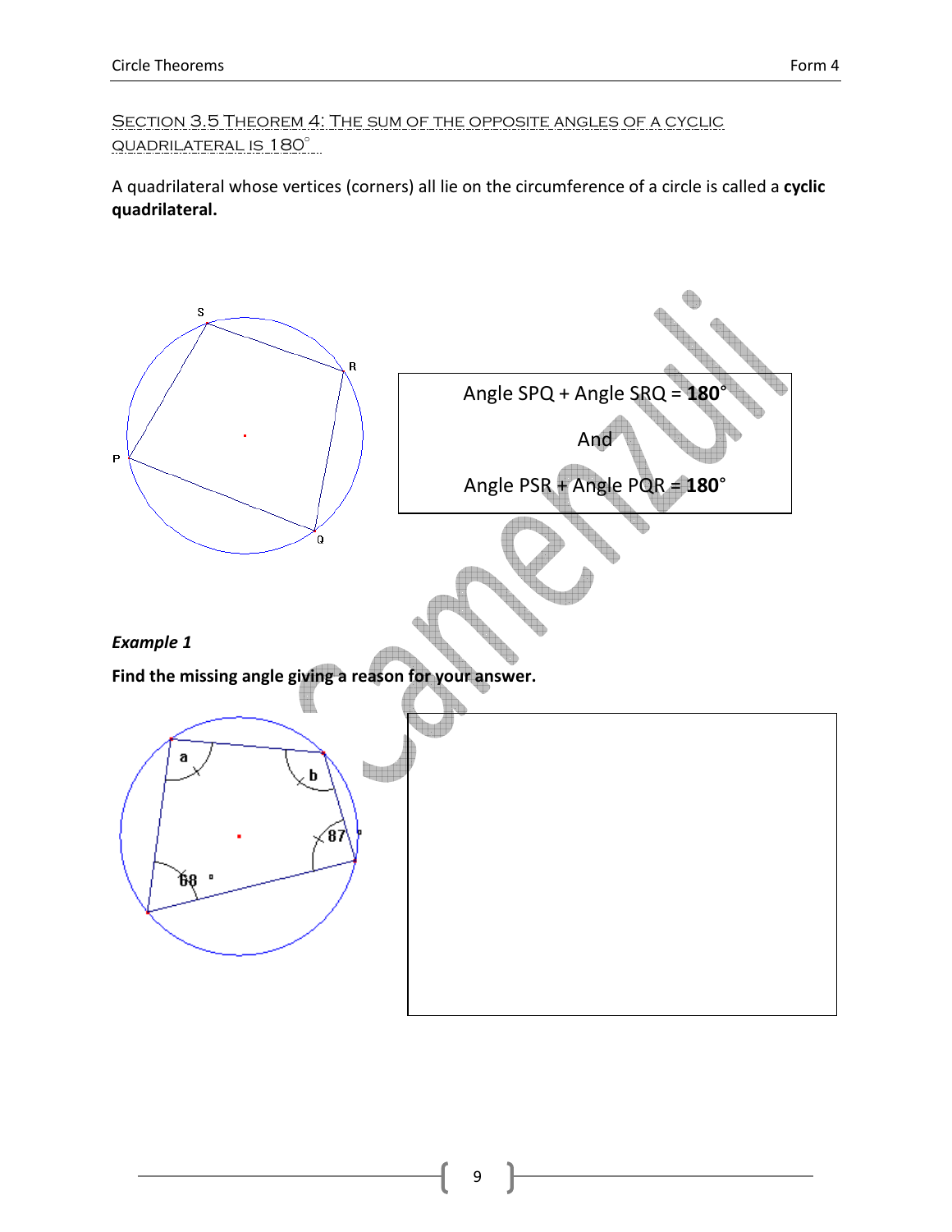## Section 3.5 Theorem 4: The sum of the opposite angles of a cyclic quadrilateral is 180°

A quadrilateral whose vertices (corners) all lie on the circumference of a circle is called a **cyclic quadrilateral.**

Angle SPQ + Angle SRQ = **180°**

And

Angle PSR + Angle PQR = **180°**

***Example 1***

**Find the missing angle giving a reason for your answer.**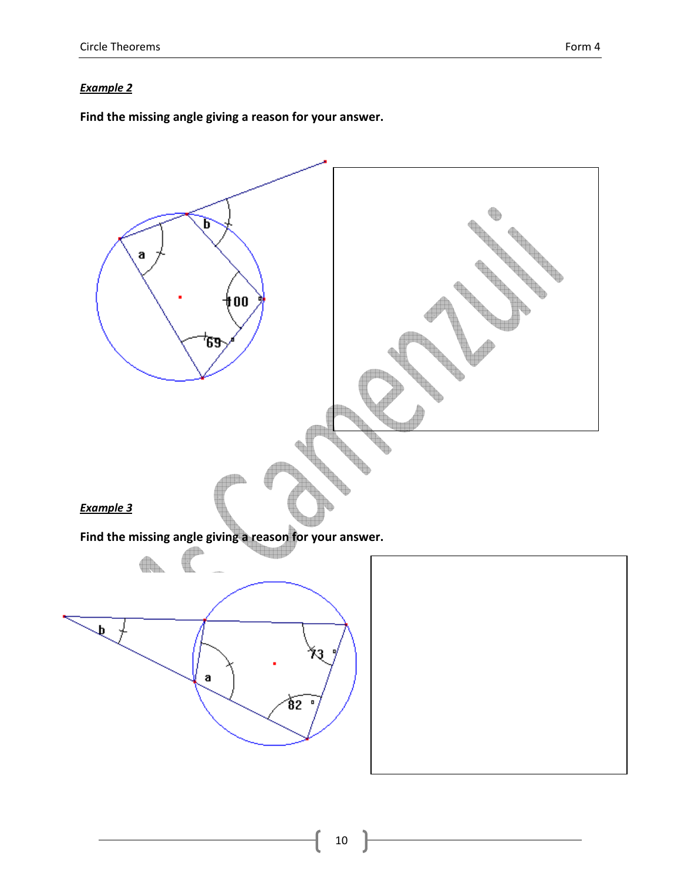***Example 2***

**Find the missing angle giving a reason for your answer.**

***Example 3***

**Find the missing angle giving a reason for your answer.**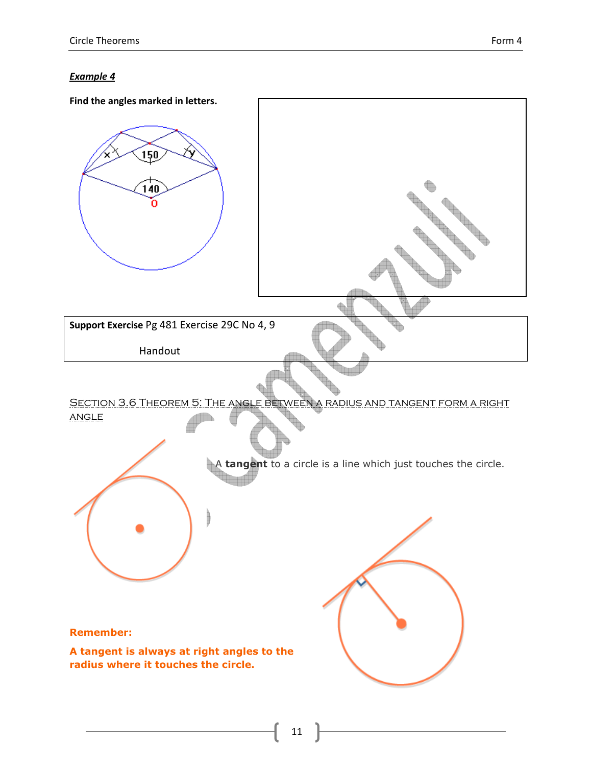***Example 4***

**Find the angles marked in letters.**

**Support Exercise** Pg 481 Exercise 29C No 4, 9

Handout

## Section 3.6 Theorem 5: The angle between a radius and tangent form a right angle

A **tangent** to a circle is a line which just touches the circle.

**Remember:**

**A tangent is always at right angles to the radius where it touches the circle.**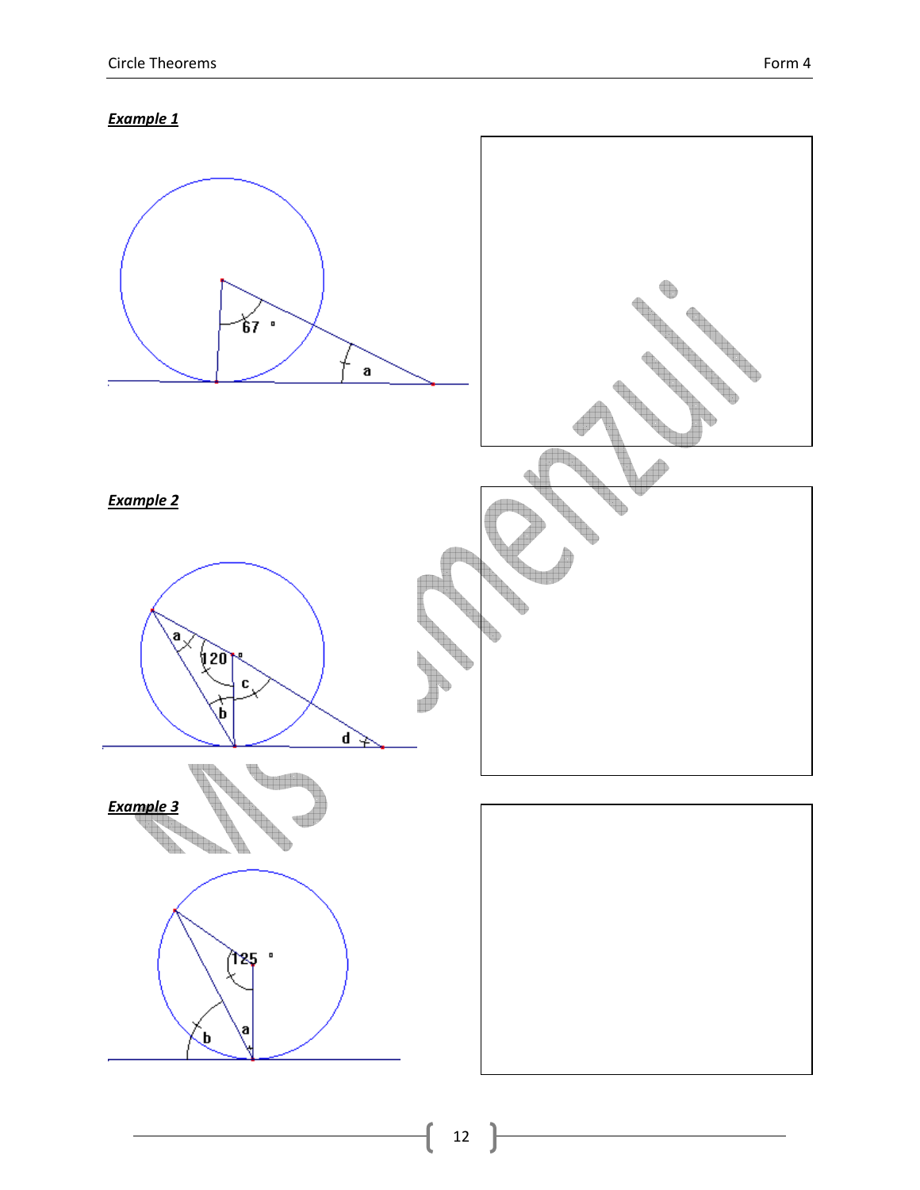***Example 1***

67°

a

***Example 2***

a

120°

c

b

d

***Example 3***

125°

b

a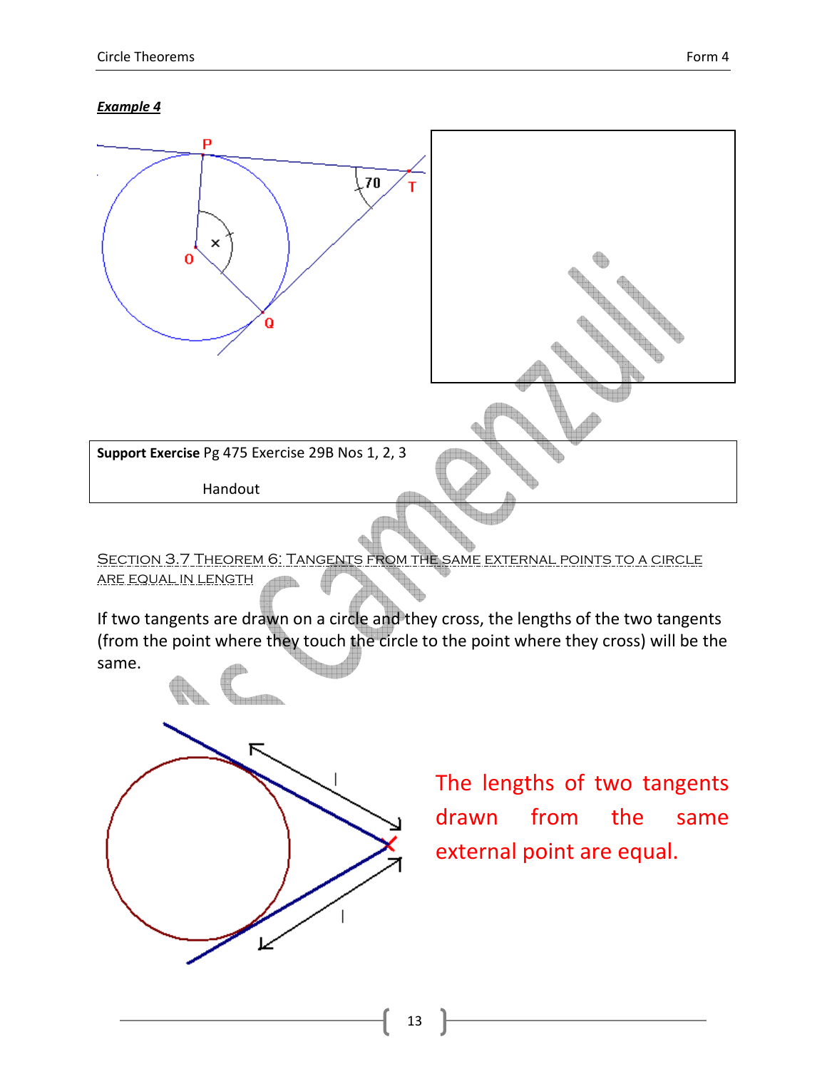***Example 4***

P

70

T

O

×

Q

| **Support Exercise** Pg 475 Exercise 29B Nos 1, 2, 3 |
|---|
| Handout |

## SECTION 3.7 THEOREM 6: TANGENTS FROM THE SAME EXTERNAL POINTS TO A CIRCLE ARE EQUAL IN LENGTH

If two tangents are drawn on a circle and they cross, the lengths of the two tangents (from the point where they touch the circle to the point where they cross) will be the same.

The lengths of two tangents drawn from the same external point are equal.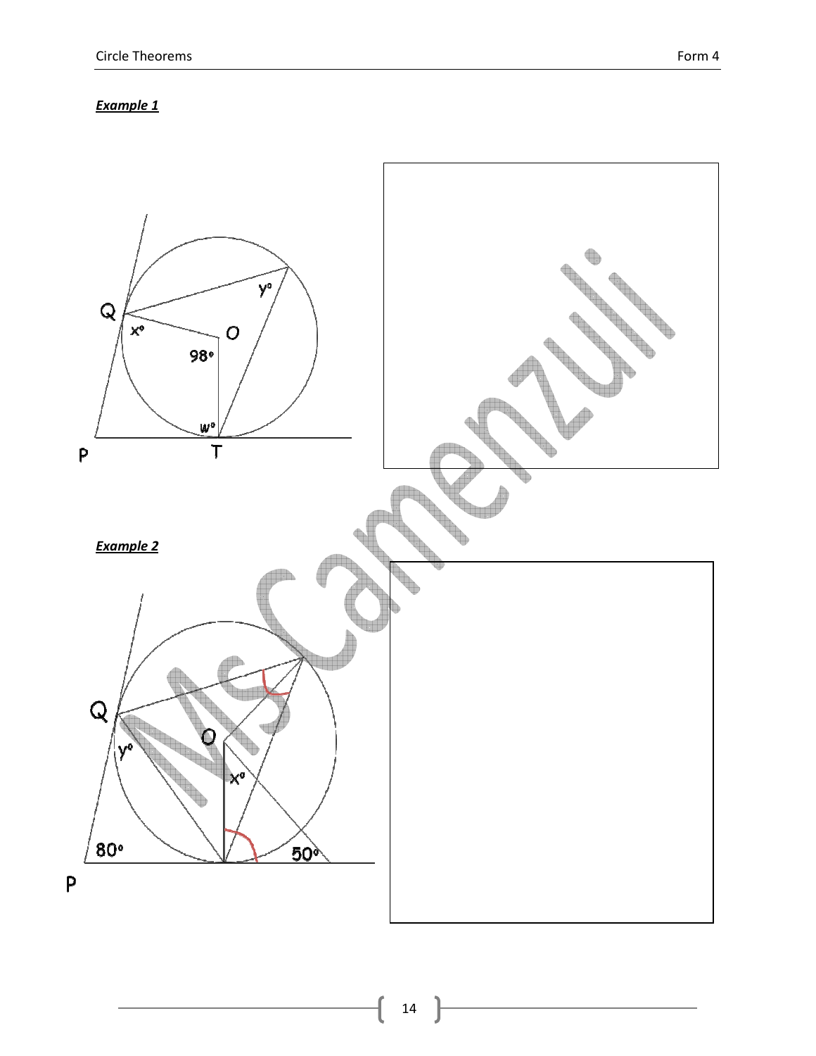***Example 1***

***Example 2***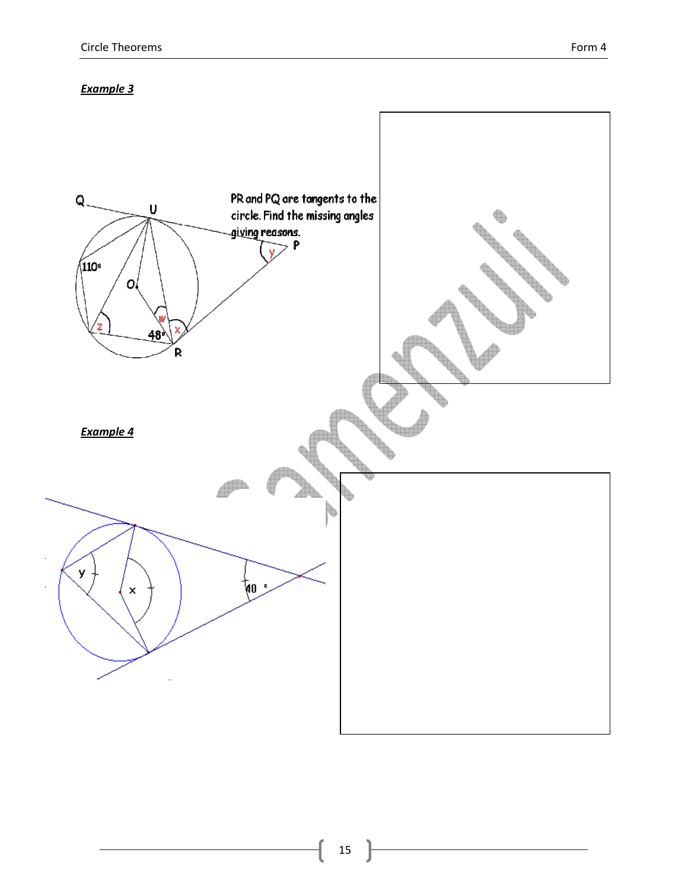***Example 3***

PR and PQ are tangents to the circle. Find the missing angles giving reasons.

***Example 4***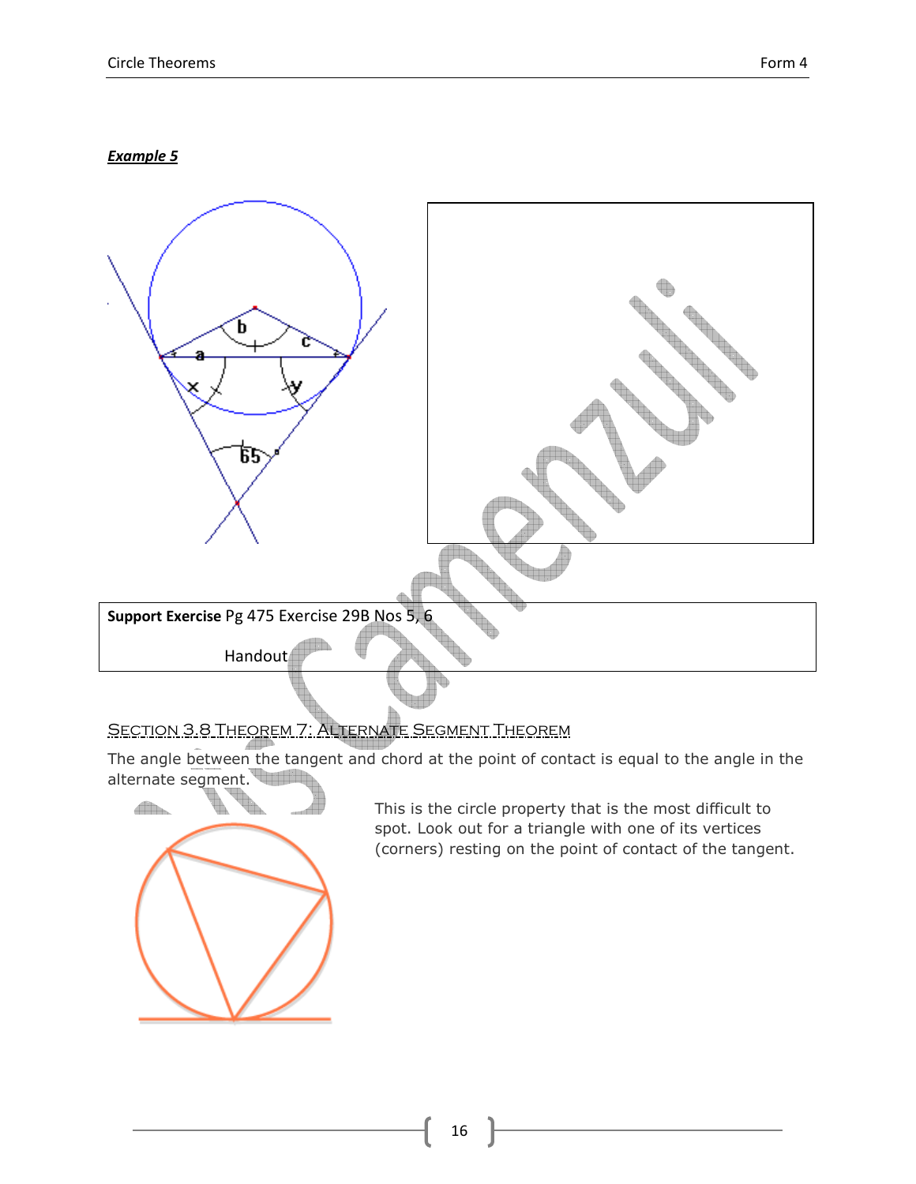***Example 5***

**Support Exercise** Pg 475 Exercise 29B Nos 5, 6

Handout

## Section 3.8 Theorem 7: Alternate Segment Theorem

The angle between the tangent and chord at the point of contact is equal to the angle in the alternate segment.

This is the circle property that is the most difficult to spot. Look out for a triangle with one of its vertices (corners) resting on the point of contact of the tangent.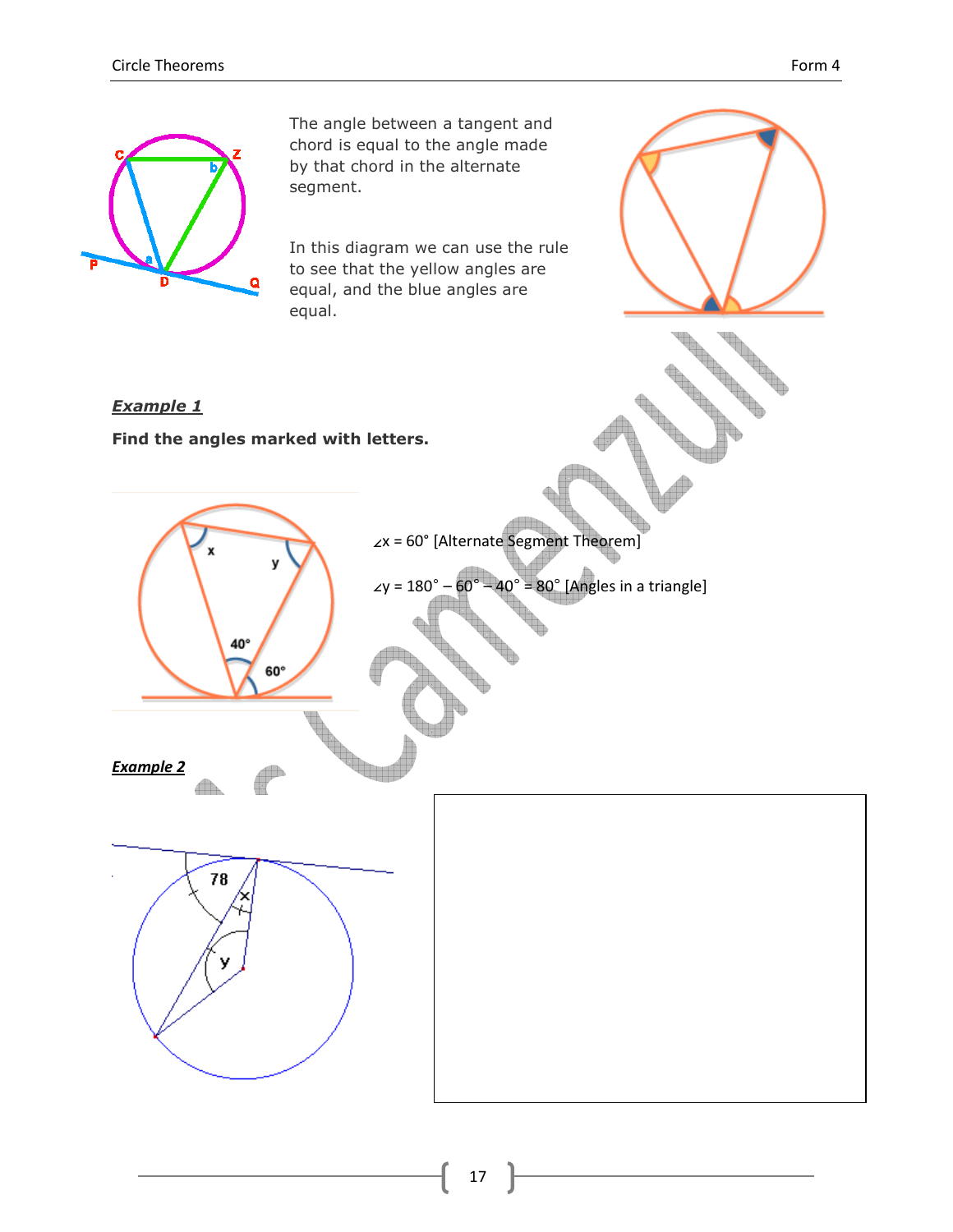The angle between a tangent and chord is equal to the angle made by that chord in the alternate segment.

In this diagram we can use the rule to see that the yellow angles are equal, and the blue angles are equal.

***Example 1***

**Find the angles marked with letters.**

$\angle x = 60°$ [Alternate Segment Theorem]

$\angle y = 180° - 60° - 40° = 80°$ [Angles in a triangle]

***Example 2***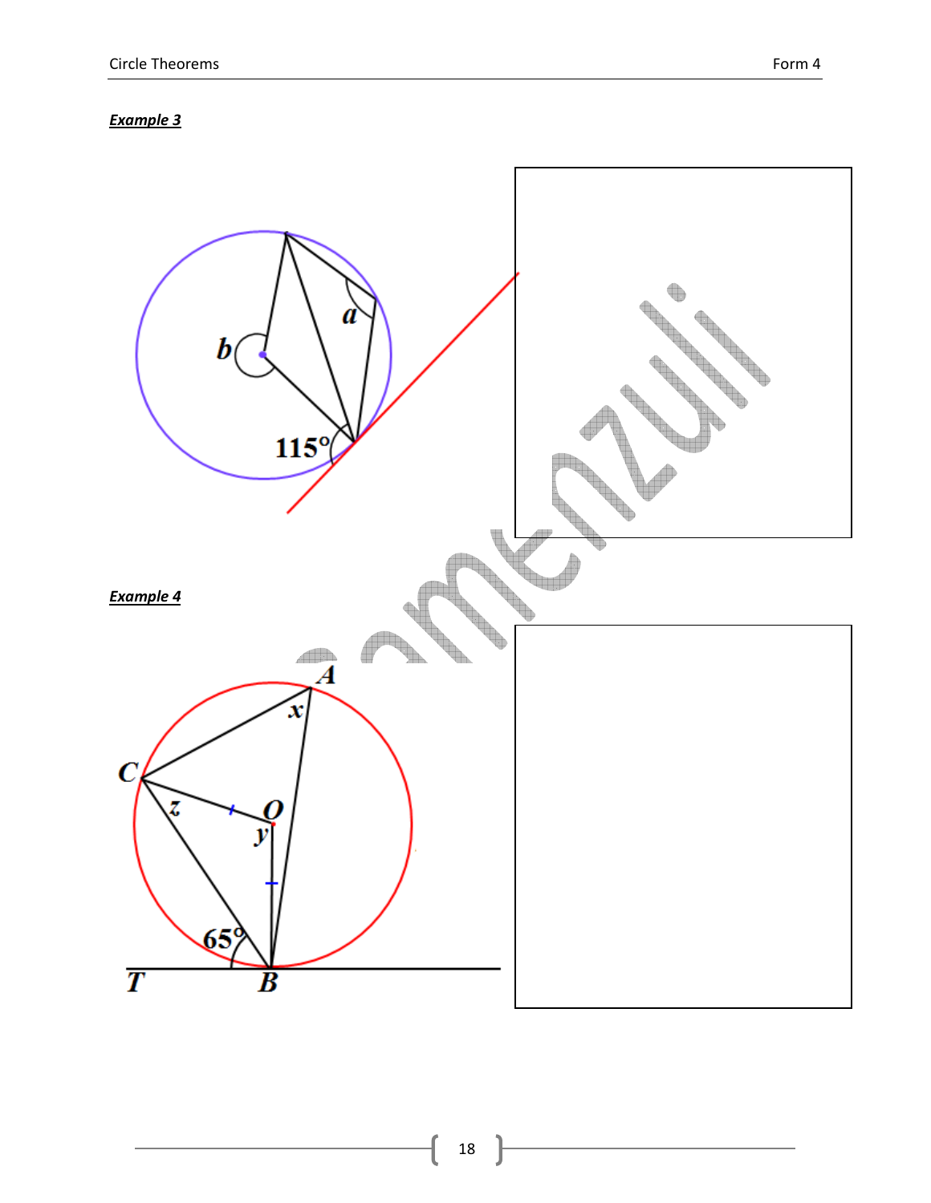***Example 3***

***Example 4***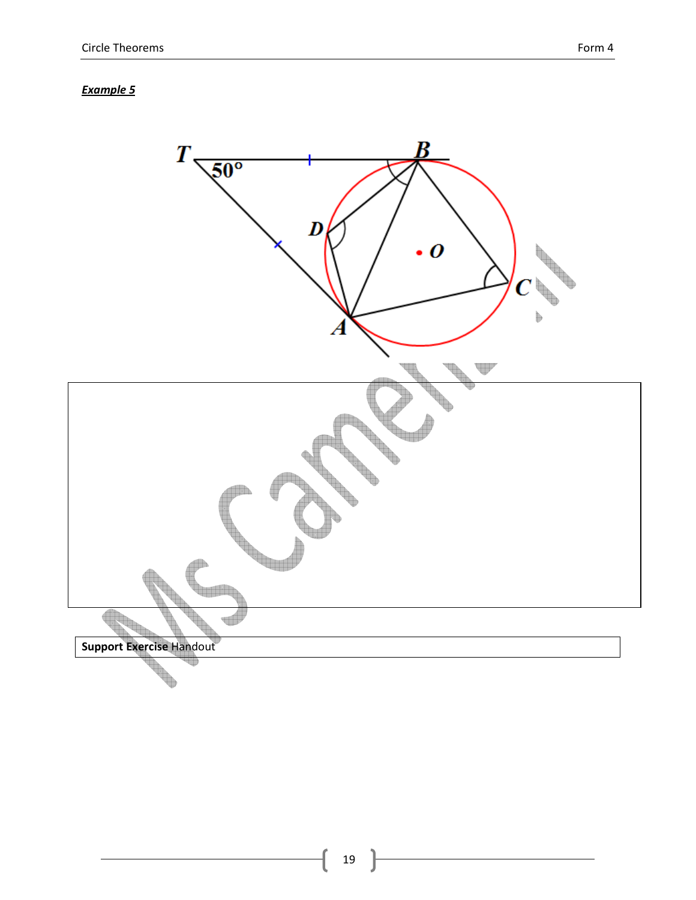***Example 5***

**Support Exercise** Handout